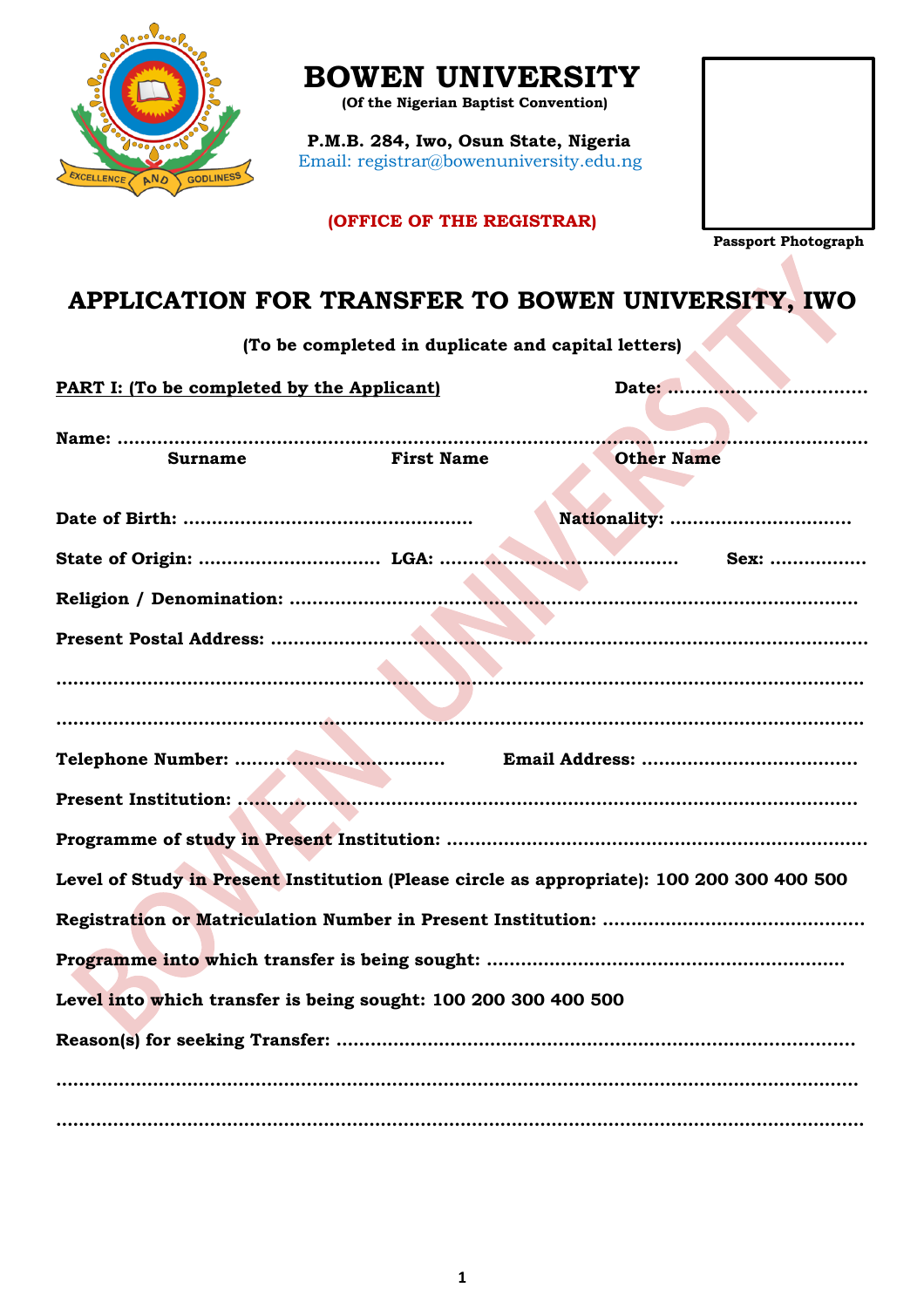# BOWEN UNIVERSITY

**(Of the Nigerian Baptist Convention)**

**P.M.B. 284, Iwo, Osun State, Nigeria**
Email: registrar@bowenuniversity.edu.ng

**(OFFICE OF THE REGISTRAR)**

**Passport Photograph**

## APPLICATION FOR TRANSFER TO BOWEN UNIVERSITY, IWO

**(To be completed in duplicate and capital letters)**

**PART I: (To be completed by the Applicant)** **Date:** ..................................

**Name:** ..........................................................................................................................................
**Surname** **First Name** **Other Name**

**Date of Birth:** ................................................. **Nationality:** ...............................

**State of Origin:** ............................... **LGA:** ........................................ **Sex:** ................

**Religion / Denomination:** ......................................................................................................

**Present Postal Address:** .........................................................................................................

..........................................................................................................................................................

..........................................................................................................................................................

**Telephone Number:** .................................... **Email Address:** ....................................

**Present Institution:** ..................................................................................................................

**Programme of study in Present Institution:** ........................................................................

**Level of Study in Present Institution (Please circle as appropriate): 100 200 300 400 500**

**Registration or Matriculation Number in Present Institution:** ............................................

**Programme into which transfer is being sought:** .............................................................

**Level into which transfer is being sought: 100 200 300 400 500**

**Reason(s) for seeking Transfer:** .........................................................................................

..........................................................................................................................................................

..........................................................................................................................................................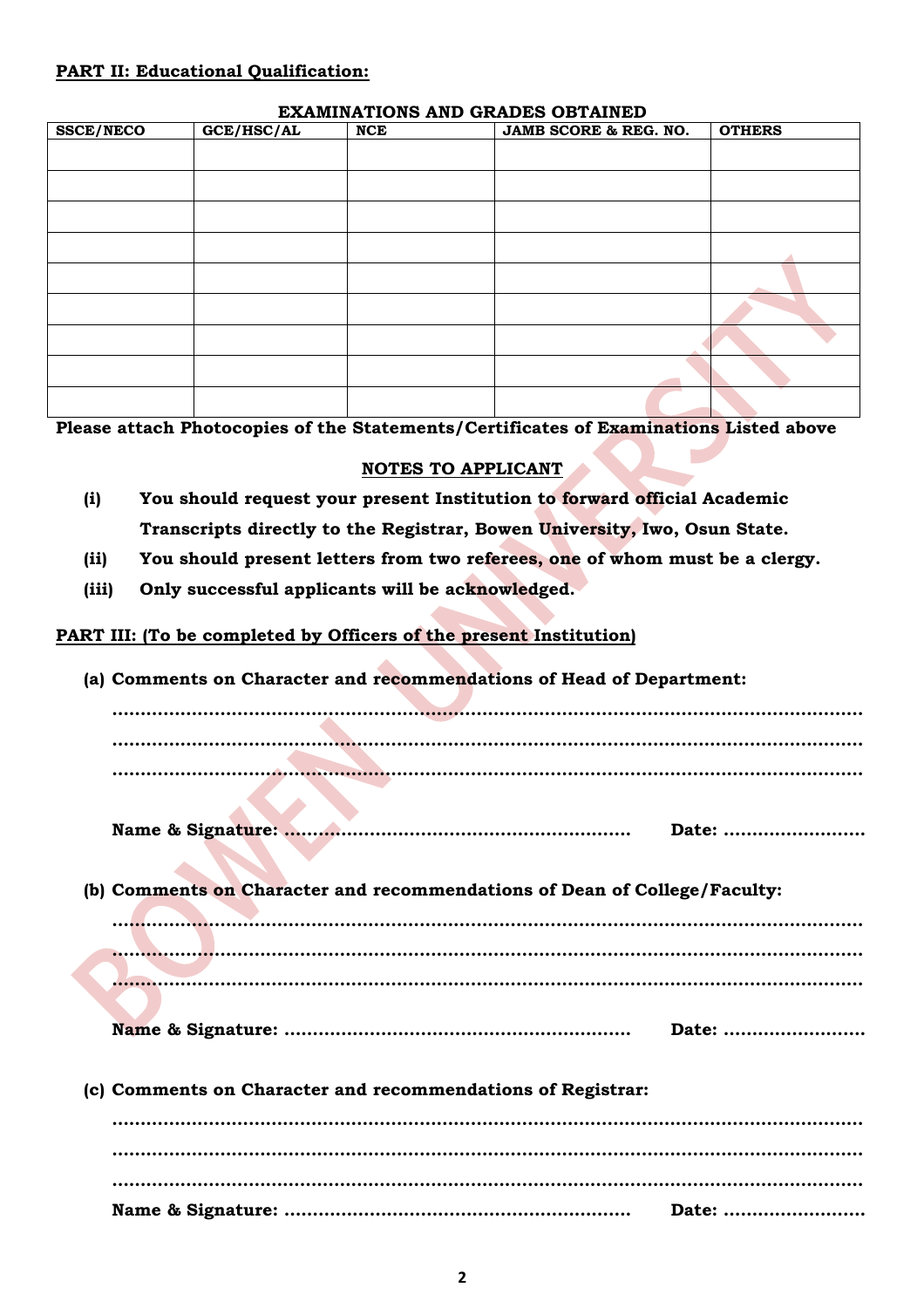**PART II: Educational Qualification:**

**EXAMINATIONS AND GRADES OBTAINED**

| SSCE/NECO | GCE/HSC/AL | NCE | JAMB SCORE & REG. NO. | OTHERS |
|---|---|---|---|---|
| | | | | |
| | | | | |
| | | | | |
| | | | | |
| | | | | |
| | | | | |
| | | | | |
| | | | | |
| | | | | |

**Please attach Photocopies of the Statements/Certificates of Examinations Listed above**

**NOTES TO APPLICANT**

**(i)** **You should request your present Institution to forward official Academic Transcripts directly to the Registrar, Bowen University, Iwo, Osun State.**

**(ii)** **You should present letters from two referees, one of whom must be a clergy.**

**(iii)** **Only successful applicants will be acknowledged.**

**PART III: (To be completed by Officers of the present Institution)**

**(a) Comments on Character and recommendations of Head of Department:**

..........................................................................................................................

..........................................................................................................................

..........................................................................................................................

**Name & Signature:** ........................................................ **Date:** ......................

**(b) Comments on Character and recommendations of Dean of College/Faculty:**

..........................................................................................................................

..........................................................................................................................

..........................................................................................................................

**Name & Signature:** ........................................................ **Date:** ......................

**(c) Comments on Character and recommendations of Registrar:**

..........................................................................................................................

..........................................................................................................................

..........................................................................................................................

**Name & Signature:** ........................................................ **Date:** ......................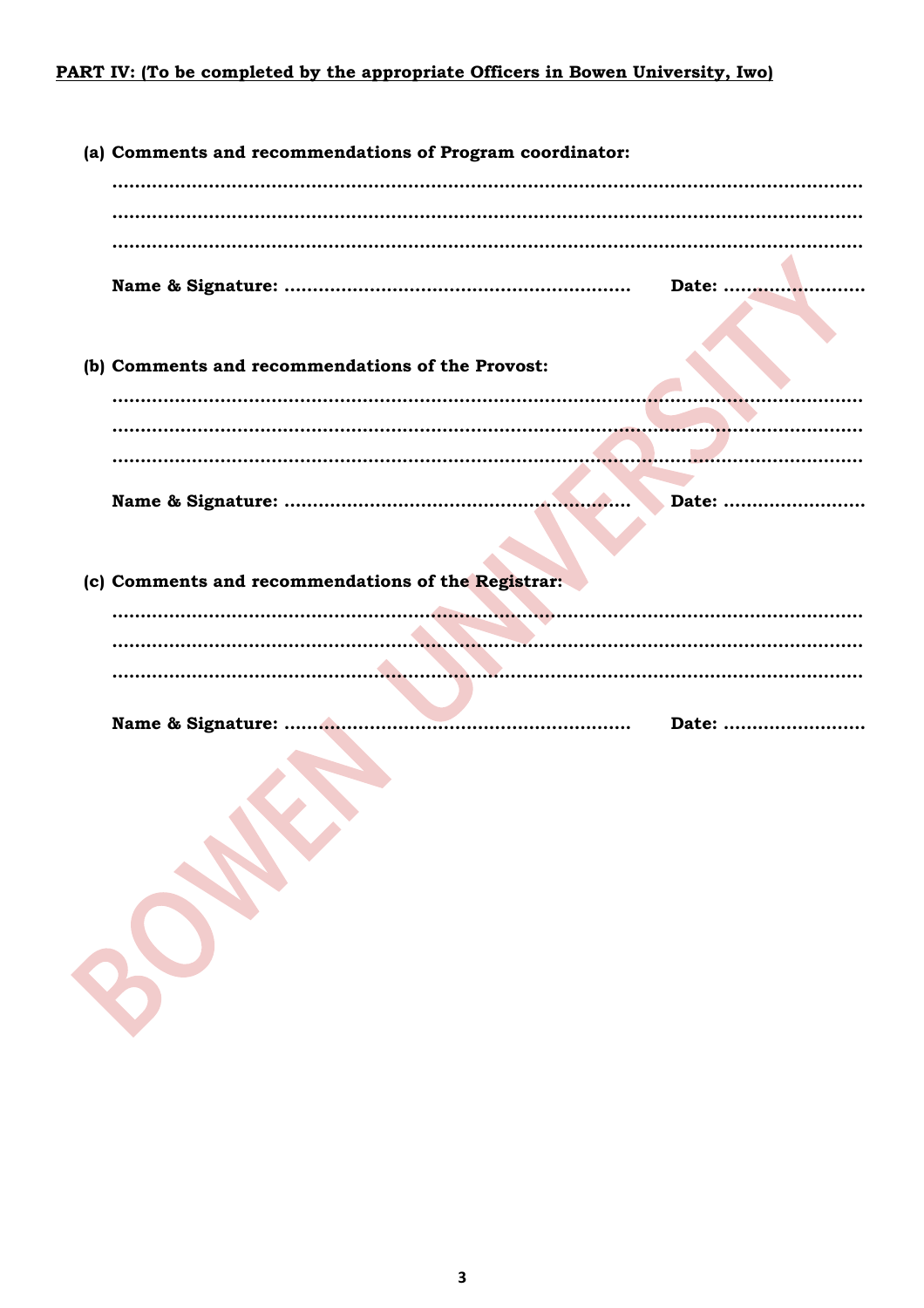**PART IV: (To be completed by the appropriate Officers in Bowen University, Iwo)**

**(a) Comments and recommendations of Program coordinator:**

.......................................................................................................................
.......................................................................................................................
.......................................................................................................................

**Name & Signature:** ........................................................... **Date:** ........................

**(b) Comments and recommendations of the Provost:**

.......................................................................................................................
.......................................................................................................................
.......................................................................................................................

**Name & Signature:** ........................................................... **Date:** ........................

**(c) Comments and recommendations of the Registrar:**

.......................................................................................................................
.......................................................................................................................
.......................................................................................................................

**Name & Signature:** ........................................................... **Date:** ........................